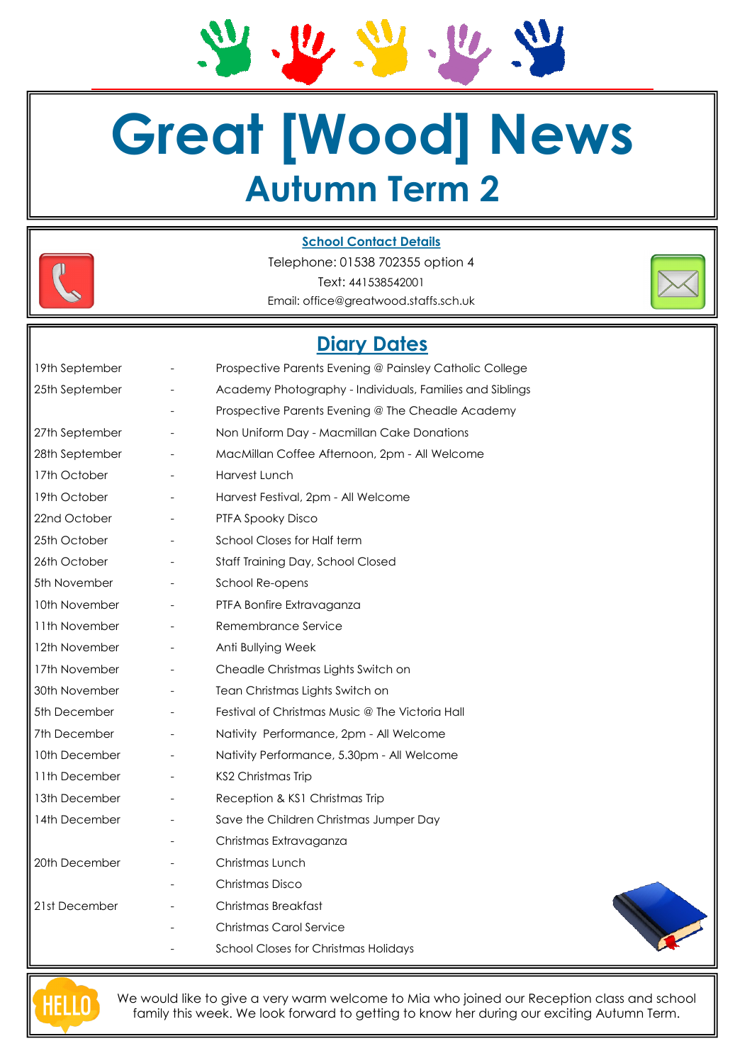# Great [Wood] News

## Autumn Term 2

**School Contact Details**

Telephone: 01538 702355 option 4

Text: 441538542001

Email: office@greatwood.staffs.sch.uk

## Diary Dates

| Date | | Event |
|---|---|---|
| 19th September | - | Prospective Parents Evening @ Painsley Catholic College |
| 25th September | - | Academy Photography - Individuals, Families and Siblings |
| | - | Prospective Parents Evening @ The Cheadle Academy |
| 27th September | - | Non Uniform Day - Macmillan Cake Donations |
| 28th September | - | MacMillan Coffee Afternoon, 2pm - All Welcome |
| 17th October | - | Harvest Lunch |
| 19th October | - | Harvest Festival, 2pm - All Welcome |
| 22nd October | - | PTFA Spooky Disco |
| 25th October | - | School Closes for Half term |
| 26th October | - | Staff Training Day, School Closed |
| 5th November | - | School Re-opens |
| 10th November | - | PTFA Bonfire Extravaganza |
| 11th November | - | Remembrance Service |
| 12th November | - | Anti Bullying Week |
| 17th November | - | Cheadle Christmas Lights Switch on |
| 30th November | - | Tean Christmas Lights Switch on |
| 5th December | - | Festival of Christmas Music @ The Victoria Hall |
| 7th December | - | Nativity Performance, 2pm - All Welcome |
| 10th December | - | Nativity Performance, 5.30pm - All Welcome |
| 11th December | - | KS2 Christmas Trip |
| 13th December | - | Reception & KS1 Christmas Trip |
| 14th December | - | Save the Children Christmas Jumper Day |
| | - | Christmas Extravaganza |
| 20th December | - | Christmas Lunch |
| | - | Christmas Disco |
| 21st December | - | Christmas Breakfast |
| | - | Christmas Carol Service |
| | - | School Closes for Christmas Holidays |

HELLO

We would like to give a very warm welcome to Mia who joined our Reception class and school family this week. We look forward to getting to know her during our exciting Autumn Term.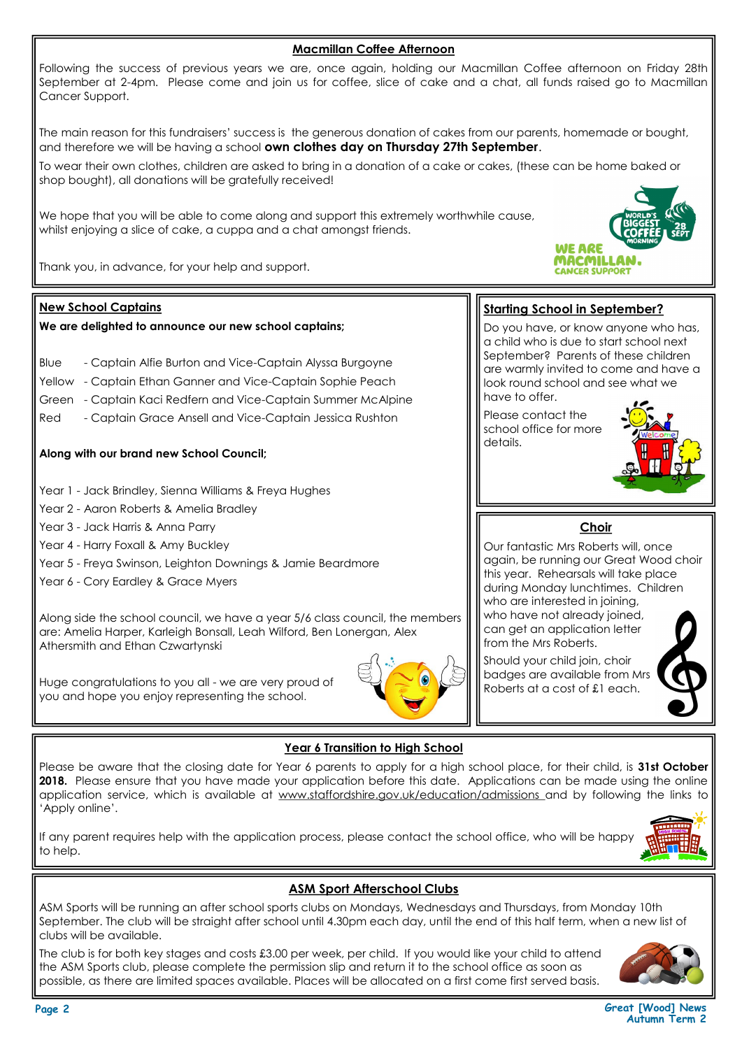## Macmillan Coffee Afternoon

Following the success of previous years we are, once again, holding our Macmillan Coffee afternoon on Friday 28th September at 2-4pm. Please come and join us for coffee, slice of cake and a chat, all funds raised go to Macmillan Cancer Support.

The main reason for this fundraisers' success is the generous donation of cakes from our parents, homemade or bought, and therefore we will be having a school **own clothes day on Thursday 27th September**.

To wear their own clothes, children are asked to bring in a donation of a cake or cakes, (these can be home baked or shop bought), all donations will be gratefully received!

We hope that you will be able to come along and support this extremely worthwhile cause, whilst enjoying a slice of cake, a cuppa and a chat amongst friends.

Thank you, in advance, for your help and support.

## New School Captains

**We are delighted to announce our new school captains;**

- Blue - Captain Alfie Burton and Vice-Captain Alyssa Burgoyne
- Yellow - Captain Ethan Ganner and Vice-Captain Sophie Peach
- Green - Captain Kaci Redfern and Vice-Captain Summer McAlpine
- Red - Captain Grace Ansell and Vice-Captain Jessica Rushton

**Along with our brand new School Council;**

- Year 1 - Jack Brindley, Sienna Williams & Freya Hughes
- Year 2 - Aaron Roberts & Amelia Bradley
- Year 3 - Jack Harris & Anna Parry
- Year 4 - Harry Foxall & Amy Buckley
- Year 5 - Freya Swinson, Leighton Downings & Jamie Beardmore
- Year 6 - Cory Eardley & Grace Myers

Along side the school council, we have a year 5/6 class council, the members are: Amelia Harper, Karleigh Bonsall, Leah Wilford, Ben Lonergan, Alex Athersmith and Ethan Czwartynski

Huge congratulations to you all - we are very proud of you and hope you enjoy representing the school.

## Starting School in September?

Do you have, or know anyone who has, a child who is due to start school next September? Parents of these children are warmly invited to come and have a look round school and see what we have to offer.

Please contact the school office for more details.

## Choir

Our fantastic Mrs Roberts will, once again, be running our Great Wood choir this year. Rehearsals will take place during Monday lunchtimes. Children who are interested in joining, who have not already joined, can get an application letter from the Mrs Roberts.

Should your child join, choir badges are available from Mrs Roberts at a cost of £1 each.

## Year 6 Transition to High School

Please be aware that the closing date for Year 6 parents to apply for a high school place, for their child, is **31st October 2018.** Please ensure that you have made your application before this date. Applications can be made using the online application service, which is available at www.staffordshire.gov.uk/education/admissions and by following the links to 'Apply online'.

If any parent requires help with the application process, please contact the school office, who will be happy to help.

## ASM Sport Afterschool Clubs

ASM Sports will be running an after school sports clubs on Mondays, Wednesdays and Thursdays, from Monday 10th September. The club will be straight after school until 4.30pm each day, until the end of this half term, when a new list of clubs will be available.

The club is for both key stages and costs £3.00 per week, per child. If you would like your child to attend the ASM Sports club, please complete the permission slip and return it to the school office as soon as possible, as there are limited spaces available. Places will be allocated on a first come first served basis.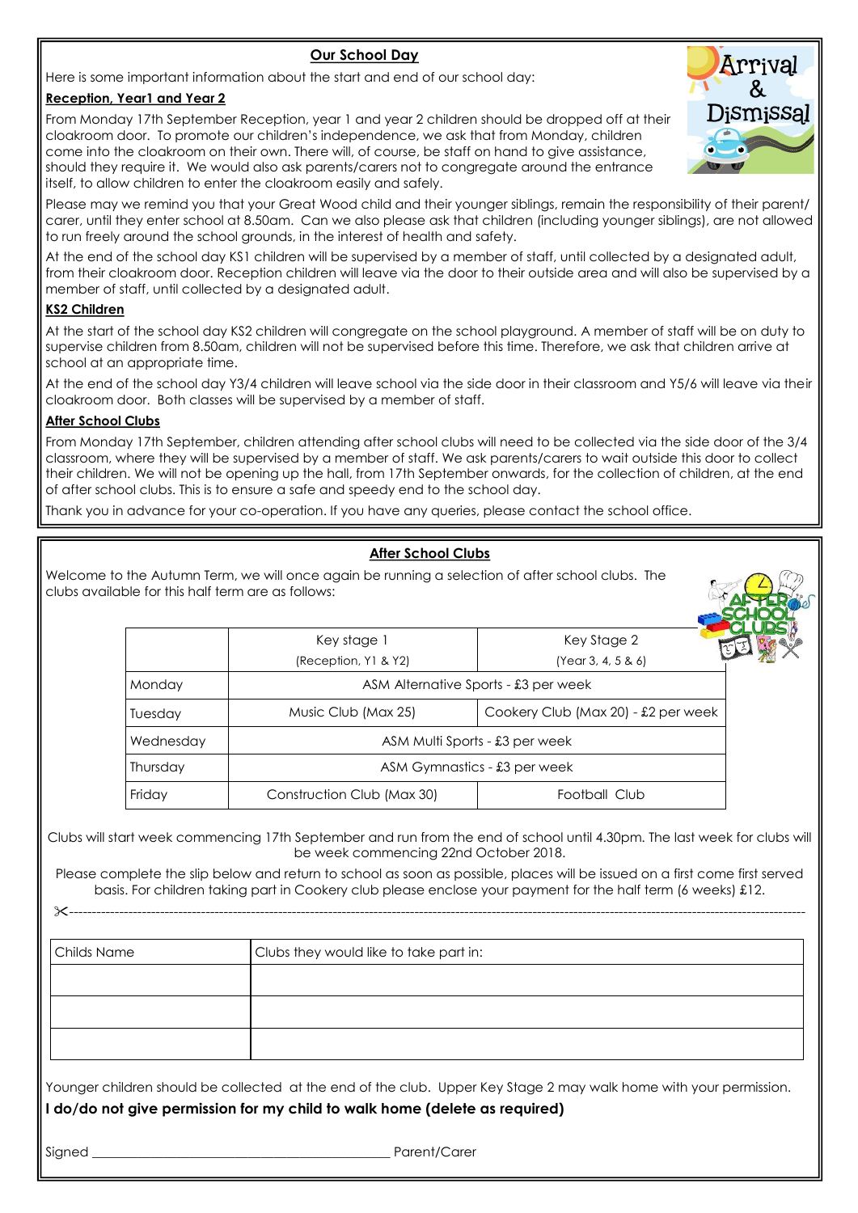## Our School Day

Here is some important information about the start and end of our school day:

**Reception, Year1 and Year 2**

From Monday 17th September Reception, year 1 and year 2 children should be dropped off at their cloakroom door. To promote our children's independence, we ask that from Monday, children come into the cloakroom on their own. There will, of course, be staff on hand to give assistance, should they require it. We would also ask parents/carers not to congregate around the entrance itself, to allow children to enter the cloakroom easily and safely.

Please may we remind you that your Great Wood child and their younger siblings, remain the responsibility of their parent/ carer, until they enter school at 8.50am. Can we also please ask that children (including younger siblings), are not allowed to run freely around the school grounds, in the interest of health and safety.

At the end of the school day KS1 children will be supervised by a member of staff, until collected by a designated adult, from their cloakroom door. Reception children will leave via the door to their outside area and will also be supervised by a member of staff, until collected by a designated adult.

**KS2 Children**

At the start of the school day KS2 children will congregate on the school playground. A member of staff will be on duty to supervise children from 8.50am, children will not be supervised before this time. Therefore, we ask that children arrive at school at an appropriate time.

At the end of the school day Y3/4 children will leave school via the side door in their classroom and Y5/6 will leave via their cloakroom door. Both classes will be supervised by a member of staff.

**After School Clubs**

From Monday 17th September, children attending after school clubs will need to be collected via the side door of the 3/4 classroom, where they will be supervised by a member of staff. We ask parents/carers to wait outside this door to collect their children. We will not be opening up the hall, from 17th September onwards, for the collection of children, at the end of after school clubs. This is to ensure a safe and speedy end to the school day.

Thank you in advance for your co-operation. If you have any queries, please contact the school office.

## After School Clubs

Welcome to the Autumn Term, we will once again be running a selection of after school clubs. The clubs available for this half term are as follows:

| | Key stage 1 (Reception, Y1 & Y2) | Key Stage 2 (Year 3, 4, 5 & 6) |
|---|---|---|
| Monday | ASM Alternative Sports - £3 per week | |
| Tuesday | Music Club (Max 25) | Cookery Club (Max 20) - £2 per week |
| Wednesday | ASM Multi Sports - £3 per week | |
| Thursday | ASM Gymnastics - £3 per week | |
| Friday | Construction Club (Max 30) | Football Club |

Clubs will start week commencing 17th September and run from the end of school until 4.30pm. The last week for clubs will be week commencing 22nd October 2018.

Please complete the slip below and return to school as soon as possible, places will be issued on a first come first served basis. For children taking part in Cookery club please enclose your payment for the half term (6 weeks) £12.

✂-----------------------------------------------------------------------------------------------------------

| Childs Name | Clubs they would like to take part in: |
|---|---|
| | |
| | |
| | |

Younger children should be collected at the end of the club. Upper Key Stage 2 may walk home with your permission.

**I do/do not give permission for my child to walk home (delete as required)**

Signed ______________________________ Parent/Carer